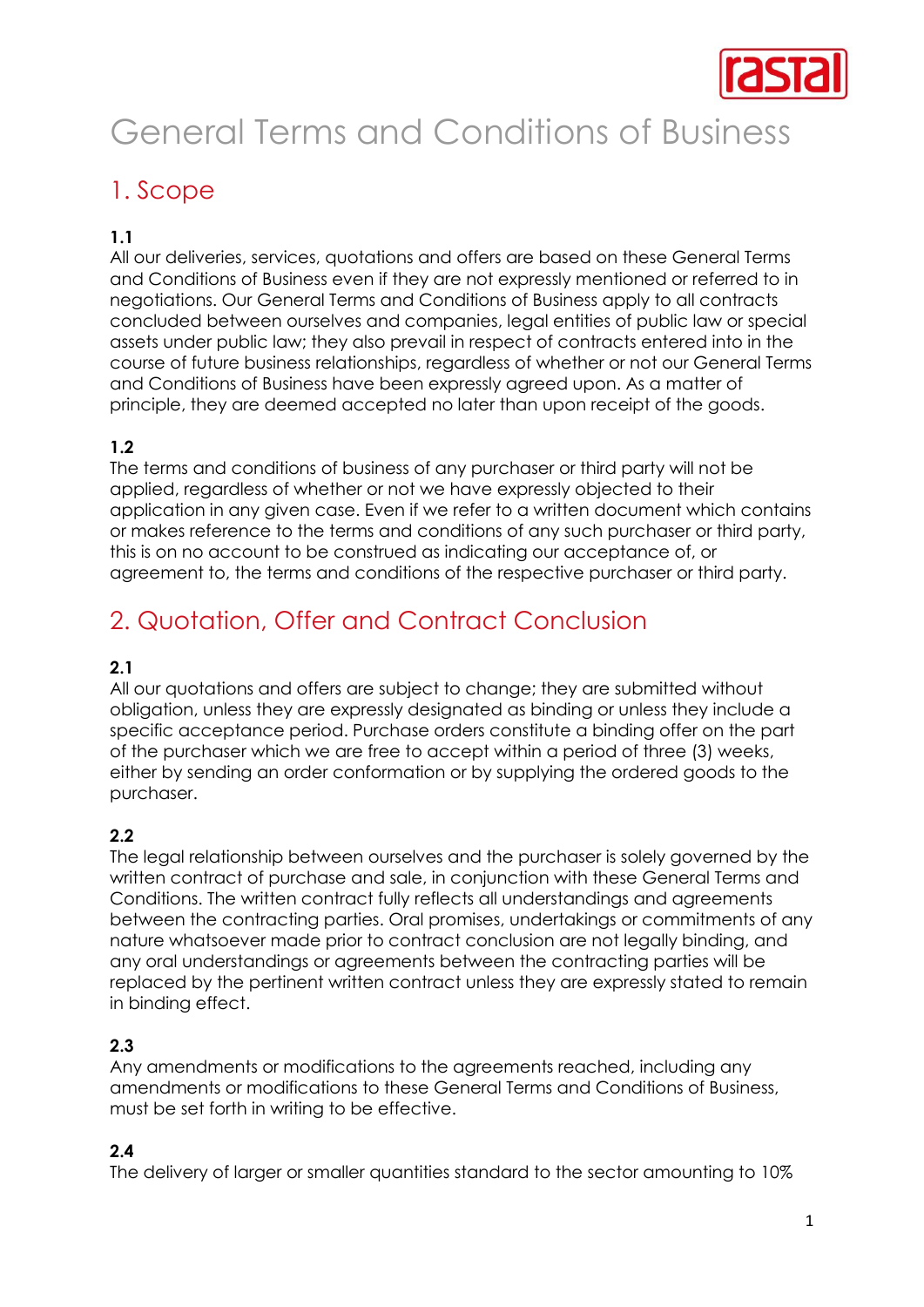# General Terms and Conditions of Business

## 1. Scope

### 1.1

All our deliveries, services, quotations and offers are based on these General Terms and Conditions of Business even if they are not expressly mentioned or referred to in negotiations. Our General Terms and Conditions of Business apply to all contracts concluded between ourselves and companies, legal entities of public law or special assets under public law; they also prevail in respect of contracts entered into in the course of future business relationships, regardless of whether or not our General Terms and Conditions of Business have been expressly agreed upon. As a matter of principle, they are deemed accepted no later than upon receipt of the goods.

### 1.2

The terms and conditions of business of any purchaser or third party will not be applied, regardless of whether or not we have expressly objected to their application in any given case. Even if we refer to a written document which contains or makes reference to the terms and conditions of any such purchaser or third party, this is on no account to be construed as indicating our acceptance of, or agreement to, the terms and conditions of the respective purchaser or third party.

## 2. Quotation, Offer and Contract Conclusion

### 2.1

All our quotations and offers are subject to change; they are submitted without obligation, unless they are expressly designated as binding or unless they include a specific acceptance period. Purchase orders constitute a binding offer on the part of the purchaser which we are free to accept within a period of three (3) weeks, either by sending an order conformation or by supplying the ordered goods to the purchaser.

### 2.2

The legal relationship between ourselves and the purchaser is solely governed by the written contract of purchase and sale, in conjunction with these General Terms and Conditions. The written contract fully reflects all understandings and agreements between the contracting parties. Oral promises, undertakings or commitments of any nature whatsoever made prior to contract conclusion are not legally binding, and any oral understandings or agreements between the contracting parties will be replaced by the pertinent written contract unless they are expressly stated to remain in binding effect.

### 2.3

Any amendments or modifications to the agreements reached, including any amendments or modifications to these General Terms and Conditions of Business, must be set forth in writing to be effective.

### 2.4

The delivery of larger or smaller quantities standard to the sector amounting to 10%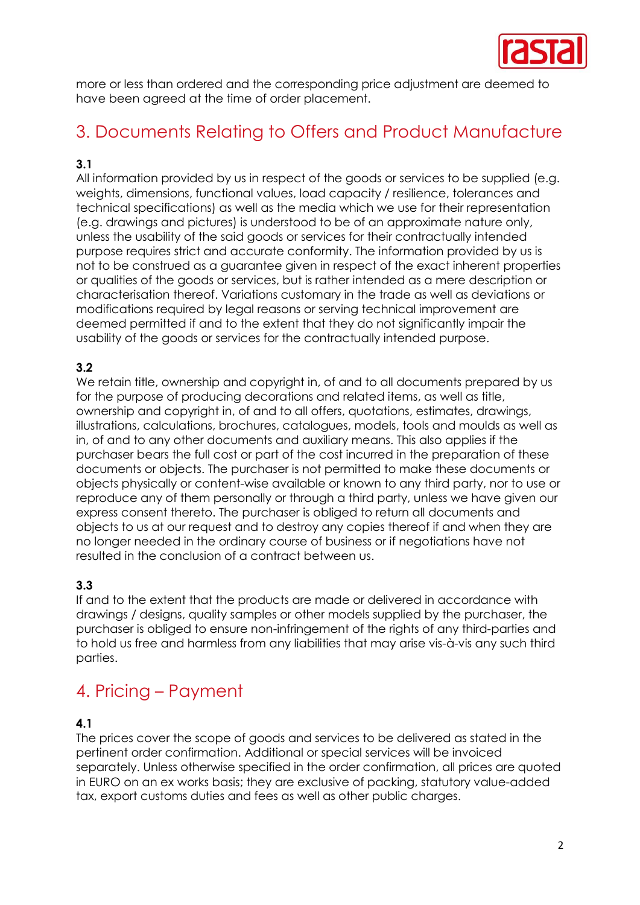more or less than ordered and the corresponding price adjustment are deemed to have been agreed at the time of order placement.

## 3. Documents Relating to Offers and Product Manufacture

**3.1**

All information provided by us in respect of the goods or services to be supplied (e.g. weights, dimensions, functional values, load capacity / resilience, tolerances and technical specifications) as well as the media which we use for their representation (e.g. drawings and pictures) is understood to be of an approximate nature only, unless the usability of the said goods or services for their contractually intended purpose requires strict and accurate conformity. The information provided by us is not to be construed as a guarantee given in respect of the exact inherent properties or qualities of the goods or services, but is rather intended as a mere description or characterisation thereof. Variations customary in the trade as well as deviations or modifications required by legal reasons or serving technical improvement are deemed permitted if and to the extent that they do not significantly impair the usability of the goods or services for the contractually intended purpose.

**3.2**

We retain title, ownership and copyright in, of and to all documents prepared by us for the purpose of producing decorations and related items, as well as title, ownership and copyright in, of and to all offers, quotations, estimates, drawings, illustrations, calculations, brochures, catalogues, models, tools and moulds as well as in, of and to any other documents and auxiliary means. This also applies if the purchaser bears the full cost or part of the cost incurred in the preparation of these documents or objects. The purchaser is not permitted to make these documents or objects physically or content-wise available or known to any third party, nor to use or reproduce any of them personally or through a third party, unless we have given our express consent thereto. The purchaser is obliged to return all documents and objects to us at our request and to destroy any copies thereof if and when they are no longer needed in the ordinary course of business or if negotiations have not resulted in the conclusion of a contract between us.

**3.3**

If and to the extent that the products are made or delivered in accordance with drawings / designs, quality samples or other models supplied by the purchaser, the purchaser is obliged to ensure non-infringement of the rights of any third-parties and to hold us free and harmless from any liabilities that may arise vis-à-vis any such third parties.

## 4. Pricing – Payment

**4.1**

The prices cover the scope of goods and services to be delivered as stated in the pertinent order confirmation. Additional or special services will be invoiced separately. Unless otherwise specified in the order confirmation, all prices are quoted in EURO on an ex works basis; they are exclusive of packing, statutory value-added tax, export customs duties and fees as well as other public charges.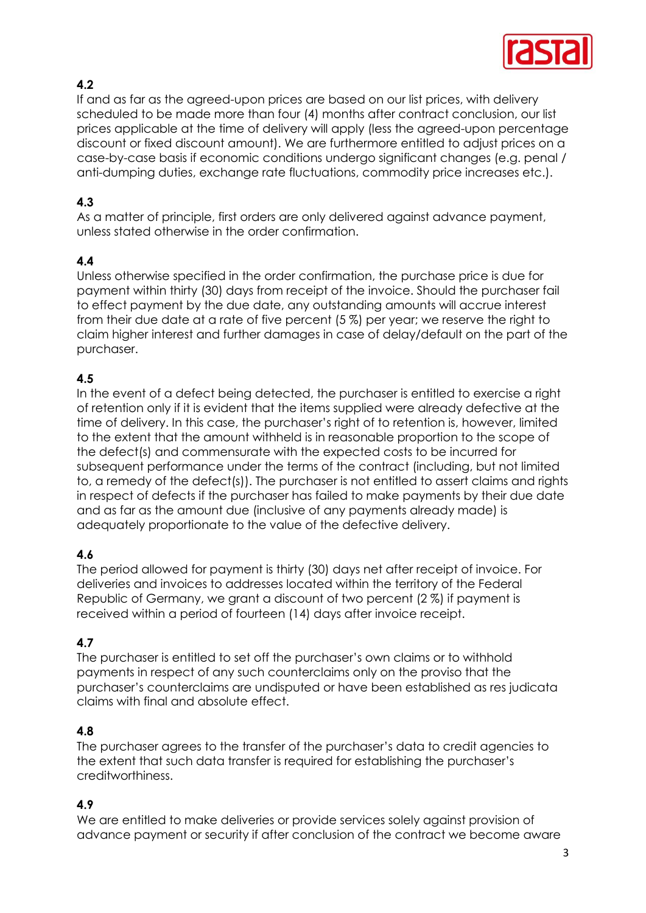**4.2**

If and as far as the agreed-upon prices are based on our list prices, with delivery scheduled to be made more than four (4) months after contract conclusion, our list prices applicable at the time of delivery will apply (less the agreed-upon percentage discount or fixed discount amount). We are furthermore entitled to adjust prices on a case-by-case basis if economic conditions undergo significant changes (e.g. penal / anti-dumping duties, exchange rate fluctuations, commodity price increases etc.).

**4.3**

As a matter of principle, first orders are only delivered against advance payment, unless stated otherwise in the order confirmation.

**4.4**

Unless otherwise specified in the order confirmation, the purchase price is due for payment within thirty (30) days from receipt of the invoice. Should the purchaser fail to effect payment by the due date, any outstanding amounts will accrue interest from their due date at a rate of five percent (5 %) per year; we reserve the right to claim higher interest and further damages in case of delay/default on the part of the purchaser.

**4.5**

In the event of a defect being detected, the purchaser is entitled to exercise a right of retention only if it is evident that the items supplied were already defective at the time of delivery. In this case, the purchaser's right of to retention is, however, limited to the extent that the amount withheld is in reasonable proportion to the scope of the defect(s) and commensurate with the expected costs to be incurred for subsequent performance under the terms of the contract (including, but not limited to, a remedy of the defect(s)). The purchaser is not entitled to assert claims and rights in respect of defects if the purchaser has failed to make payments by their due date and as far as the amount due (inclusive of any payments already made) is adequately proportionate to the value of the defective delivery.

**4.6**

The period allowed for payment is thirty (30) days net after receipt of invoice. For deliveries and invoices to addresses located within the territory of the Federal Republic of Germany, we grant a discount of two percent (2 %) if payment is received within a period of fourteen (14) days after invoice receipt.

**4.7**

The purchaser is entitled to set off the purchaser's own claims or to withhold payments in respect of any such counterclaims only on the proviso that the purchaser's counterclaims are undisputed or have been established as res judicata claims with final and absolute effect.

**4.8**

The purchaser agrees to the transfer of the purchaser's data to credit agencies to the extent that such data transfer is required for establishing the purchaser's creditworthiness.

**4.9**

We are entitled to make deliveries or provide services solely against provision of advance payment or security if after conclusion of the contract we become aware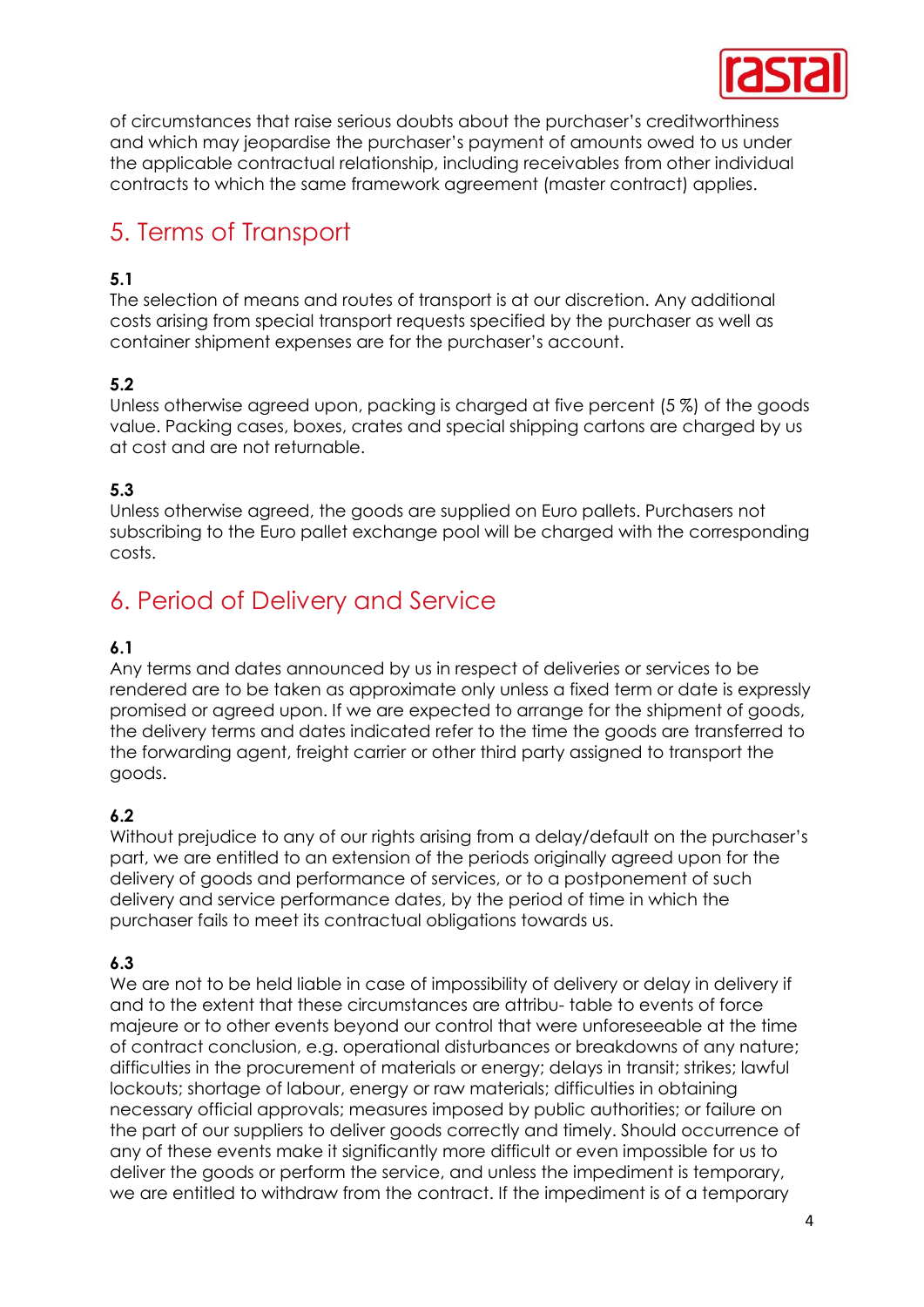of circumstances that raise serious doubts about the purchaser's creditworthiness and which may jeopardise the purchaser's payment of amounts owed to us under the applicable contractual relationship, including receivables from other individual contracts to which the same framework agreement (master contract) applies.

## 5. Terms of Transport

**5.1**
The selection of means and routes of transport is at our discretion. Any additional costs arising from special transport requests specified by the purchaser as well as container shipment expenses are for the purchaser's account.

**5.2**
Unless otherwise agreed upon, packing is charged at five percent (5 %) of the goods value. Packing cases, boxes, crates and special shipping cartons are charged by us at cost and are not returnable.

**5.3**
Unless otherwise agreed, the goods are supplied on Euro pallets. Purchasers not subscribing to the Euro pallet exchange pool will be charged with the corresponding costs.

## 6. Period of Delivery and Service

**6.1**
Any terms and dates announced by us in respect of deliveries or services to be rendered are to be taken as approximate only unless a fixed term or date is expressly promised or agreed upon. If we are expected to arrange for the shipment of goods, the delivery terms and dates indicated refer to the time the goods are transferred to the forwarding agent, freight carrier or other third party assigned to transport the goods.

**6.2**
Without prejudice to any of our rights arising from a delay/default on the purchaser's part, we are entitled to an extension of the periods originally agreed upon for the delivery of goods and performance of services, or to a postponement of such delivery and service performance dates, by the period of time in which the purchaser fails to meet its contractual obligations towards us.

**6.3**
We are not to be held liable in case of impossibility of delivery or delay in delivery if and to the extent that these circumstances are attribu- table to events of force majeure or to other events beyond our control that were unforeseeable at the time of contract conclusion, e.g. operational disturbances or breakdowns of any nature; difficulties in the procurement of materials or energy; delays in transit; strikes; lawful lockouts; shortage of labour, energy or raw materials; difficulties in obtaining necessary official approvals; measures imposed by public authorities; or failure on the part of our suppliers to deliver goods correctly and timely. Should occurrence of any of these events make it significantly more difficult or even impossible for us to deliver the goods or perform the service, and unless the impediment is temporary, we are entitled to withdraw from the contract. If the impediment is of a temporary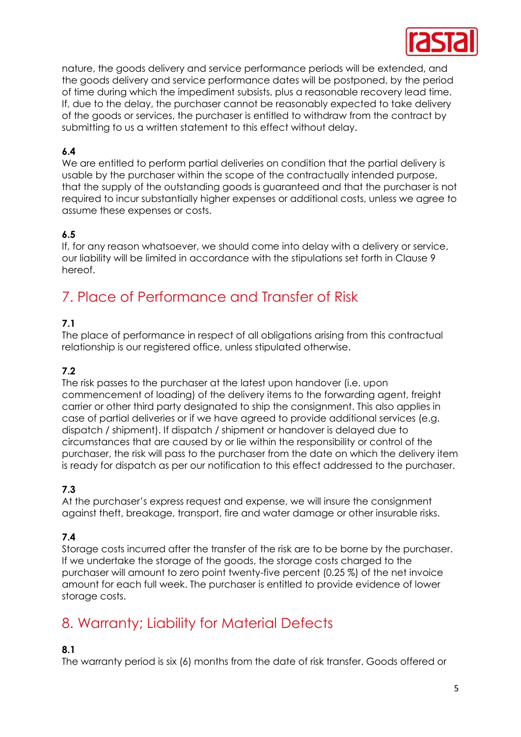nature, the goods delivery and service performance periods will be extended, and the goods delivery and service performance dates will be postponed, by the period of time during which the impediment subsists, plus a reasonable recovery lead time. If, due to the delay, the purchaser cannot be reasonably expected to take delivery of the goods or services, the purchaser is entitled to withdraw from the contract by submitting to us a written statement to this effect without delay.

**6.4**
We are entitled to perform partial deliveries on condition that the partial delivery is usable by the purchaser within the scope of the contractually intended purpose, that the supply of the outstanding goods is guaranteed and that the purchaser is not required to incur substantially higher expenses or additional costs, unless we agree to assume these expenses or costs.

**6.5**
If, for any reason whatsoever, we should come into delay with a delivery or service, our liability will be limited in accordance with the stipulations set forth in Clause 9 hereof.

## 7. Place of Performance and Transfer of Risk

**7.1**
The place of performance in respect of all obligations arising from this contractual relationship is our registered office, unless stipulated otherwise.

**7.2**
The risk passes to the purchaser at the latest upon handover (i.e. upon commencement of loading) of the delivery items to the forwarding agent, freight carrier or other third party designated to ship the consignment. This also applies in case of partial deliveries or if we have agreed to provide additional services (e.g. dispatch / shipment). If dispatch / shipment or handover is delayed due to circumstances that are caused by or lie within the responsibility or control of the purchaser, the risk will pass to the purchaser from the date on which the delivery item is ready for dispatch as per our notification to this effect addressed to the purchaser.

**7.3**
At the purchaser's express request and expense, we will insure the consignment against theft, breakage, transport, fire and water damage or other insurable risks.

**7.4**
Storage costs incurred after the transfer of the risk are to be borne by the purchaser. If we undertake the storage of the goods, the storage costs charged to the purchaser will amount to zero point twenty-five percent (0.25 %) of the net invoice amount for each full week. The purchaser is entitled to provide evidence of lower storage costs.

## 8. Warranty; Liability for Material Defects

**8.1**
The warranty period is six (6) months from the date of risk transfer. Goods offered or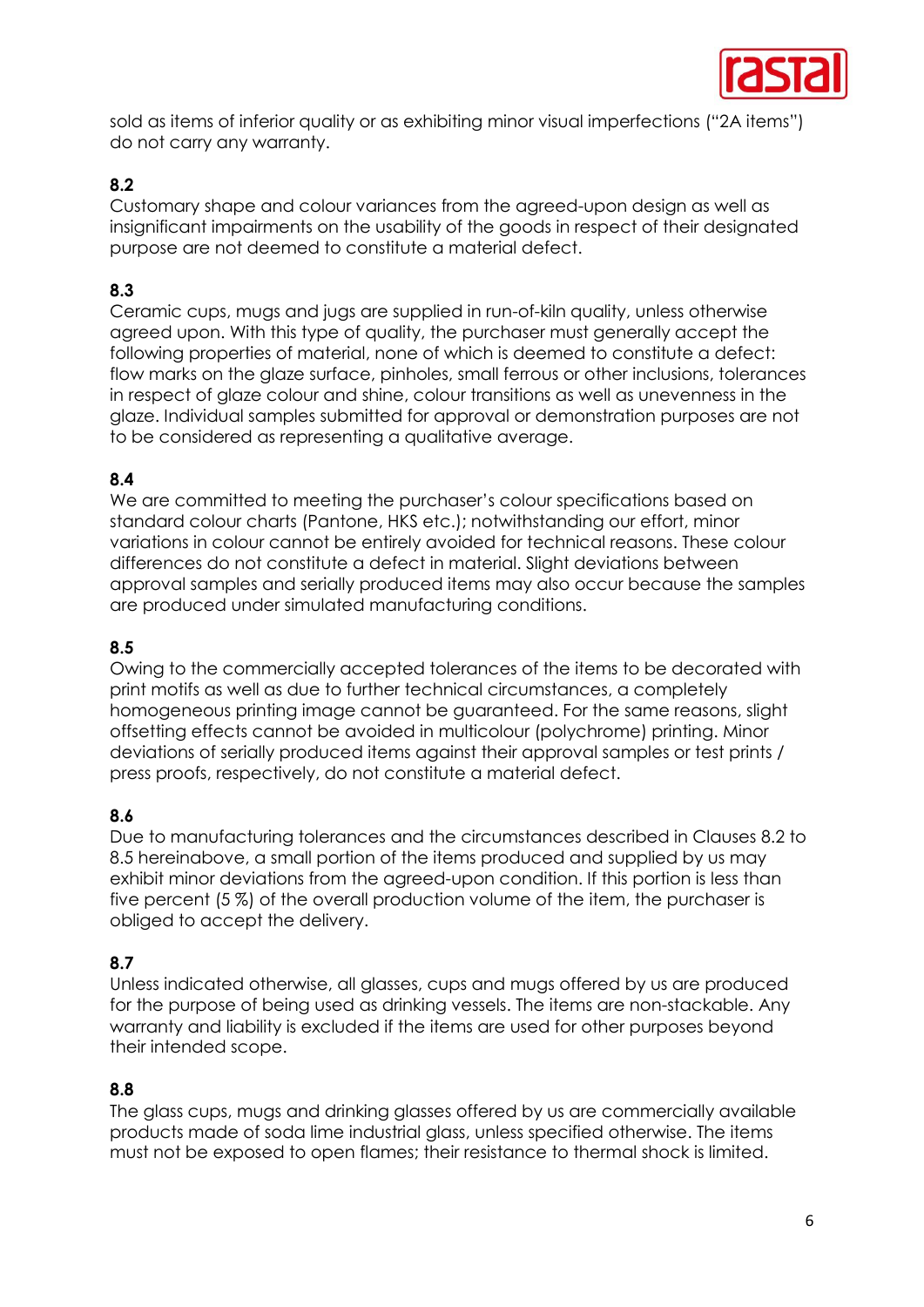sold as items of inferior quality or as exhibiting minor visual imperfections ("2A items") do not carry any warranty.

**8.2**
Customary shape and colour variances from the agreed-upon design as well as insignificant impairments on the usability of the goods in respect of their designated purpose are not deemed to constitute a material defect.

**8.3**
Ceramic cups, mugs and jugs are supplied in run-of-kiln quality, unless otherwise agreed upon. With this type of quality, the purchaser must generally accept the following properties of material, none of which is deemed to constitute a defect: flow marks on the glaze surface, pinholes, small ferrous or other inclusions, tolerances in respect of glaze colour and shine, colour transitions as well as unevenness in the glaze. Individual samples submitted for approval or demonstration purposes are not to be considered as representing a qualitative average.

**8.4**
We are committed to meeting the purchaser's colour specifications based on standard colour charts (Pantone, HKS etc.); notwithstanding our effort, minor variations in colour cannot be entirely avoided for technical reasons. These colour differences do not constitute a defect in material. Slight deviations between approval samples and serially produced items may also occur because the samples are produced under simulated manufacturing conditions.

**8.5**
Owing to the commercially accepted tolerances of the items to be decorated with print motifs as well as due to further technical circumstances, a completely homogeneous printing image cannot be guaranteed. For the same reasons, slight offsetting effects cannot be avoided in multicolour (polychrome) printing. Minor deviations of serially produced items against their approval samples or test prints / press proofs, respectively, do not constitute a material defect.

**8.6**
Due to manufacturing tolerances and the circumstances described in Clauses 8.2 to 8.5 hereinabove, a small portion of the items produced and supplied by us may exhibit minor deviations from the agreed-upon condition. If this portion is less than five percent (5 %) of the overall production volume of the item, the purchaser is obliged to accept the delivery.

**8.7**
Unless indicated otherwise, all glasses, cups and mugs offered by us are produced for the purpose of being used as drinking vessels. The items are non-stackable. Any warranty and liability is excluded if the items are used for other purposes beyond their intended scope.

**8.8**
The glass cups, mugs and drinking glasses offered by us are commercially available products made of soda lime industrial glass, unless specified otherwise. The items must not be exposed to open flames; their resistance to thermal shock is limited.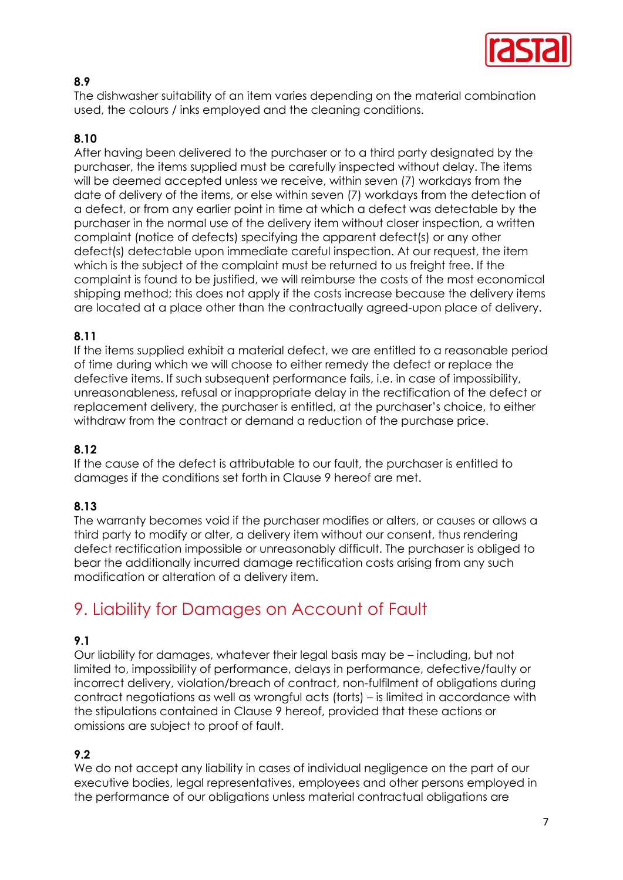**8.9**

The dishwasher suitability of an item varies depending on the material combination used, the colours / inks employed and the cleaning conditions.

**8.10**

After having been delivered to the purchaser or to a third party designated by the purchaser, the items supplied must be carefully inspected without delay. The items will be deemed accepted unless we receive, within seven (7) workdays from the date of delivery of the items, or else within seven (7) workdays from the detection of a defect, or from any earlier point in time at which a defect was detectable by the purchaser in the normal use of the delivery item without closer inspection, a written complaint (notice of defects) specifying the apparent defect(s) or any other defect(s) detectable upon immediate careful inspection. At our request, the item which is the subject of the complaint must be returned to us freight free. If the complaint is found to be justified, we will reimburse the costs of the most economical shipping method; this does not apply if the costs increase because the delivery items are located at a place other than the contractually agreed-upon place of delivery.

**8.11**

If the items supplied exhibit a material defect, we are entitled to a reasonable period of time during which we will choose to either remedy the defect or replace the defective items. If such subsequent performance fails, i.e. in case of impossibility, unreasonableness, refusal or inappropriate delay in the rectification of the defect or replacement delivery, the purchaser is entitled, at the purchaser's choice, to either withdraw from the contract or demand a reduction of the purchase price.

**8.12**

If the cause of the defect is attributable to our fault, the purchaser is entitled to damages if the conditions set forth in Clause 9 hereof are met.

**8.13**

The warranty becomes void if the purchaser modifies or alters, or causes or allows a third party to modify or alter, a delivery item without our consent, thus rendering defect rectification impossible or unreasonably difficult. The purchaser is obliged to bear the additionally incurred damage rectification costs arising from any such modification or alteration of a delivery item.

## 9. Liability for Damages on Account of Fault

**9.1**

Our liability for damages, whatever their legal basis may be – including, but not limited to, impossibility of performance, delays in performance, defective/faulty or incorrect delivery, violation/breach of contract, non-fulfilment of obligations during contract negotiations as well as wrongful acts (torts) – is limited in accordance with the stipulations contained in Clause 9 hereof, provided that these actions or omissions are subject to proof of fault.

**9.2**

We do not accept any liability in cases of individual negligence on the part of our executive bodies, legal representatives, employees and other persons employed in the performance of our obligations unless material contractual obligations are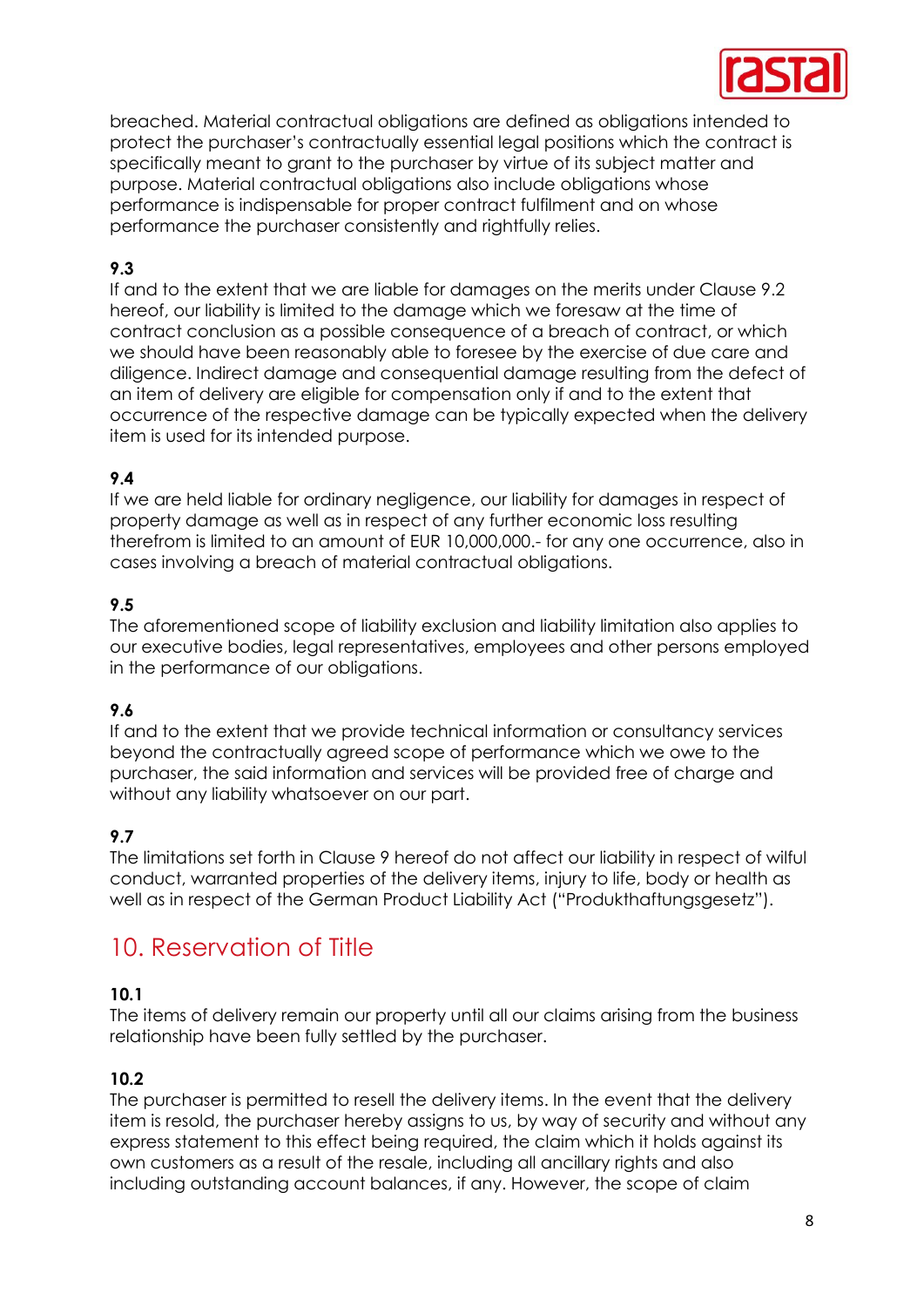breached. Material contractual obligations are defined as obligations intended to protect the purchaser's contractually essential legal positions which the contract is specifically meant to grant to the purchaser by virtue of its subject matter and purpose. Material contractual obligations also include obligations whose performance is indispensable for proper contract fulfilment and on whose performance the purchaser consistently and rightfully relies.

**9.3**
If and to the extent that we are liable for damages on the merits under Clause 9.2 hereof, our liability is limited to the damage which we foresaw at the time of contract conclusion as a possible consequence of a breach of contract, or which we should have been reasonably able to foresee by the exercise of due care and diligence. Indirect damage and consequential damage resulting from the defect of an item of delivery are eligible for compensation only if and to the extent that occurrence of the respective damage can be typically expected when the delivery item is used for its intended purpose.

**9.4**
If we are held liable for ordinary negligence, our liability for damages in respect of property damage as well as in respect of any further economic loss resulting therefrom is limited to an amount of EUR 10,000,000.- for any one occurrence, also in cases involving a breach of material contractual obligations.

**9.5**
The aforementioned scope of liability exclusion and liability limitation also applies to our executive bodies, legal representatives, employees and other persons employed in the performance of our obligations.

**9.6**
If and to the extent that we provide technical information or consultancy services beyond the contractually agreed scope of performance which we owe to the purchaser, the said information and services will be provided free of charge and without any liability whatsoever on our part.

**9.7**
The limitations set forth in Clause 9 hereof do not affect our liability in respect of wilful conduct, warranted properties of the delivery items, injury to life, body or health as well as in respect of the German Product Liability Act ("Produkthaftungsgesetz").

## 10. Reservation of Title

**10.1**
The items of delivery remain our property until all our claims arising from the business relationship have been fully settled by the purchaser.

**10.2**
The purchaser is permitted to resell the delivery items. In the event that the delivery item is resold, the purchaser hereby assigns to us, by way of security and without any express statement to this effect being required, the claim which it holds against its own customers as a result of the resale, including all ancillary rights and also including outstanding account balances, if any. However, the scope of claim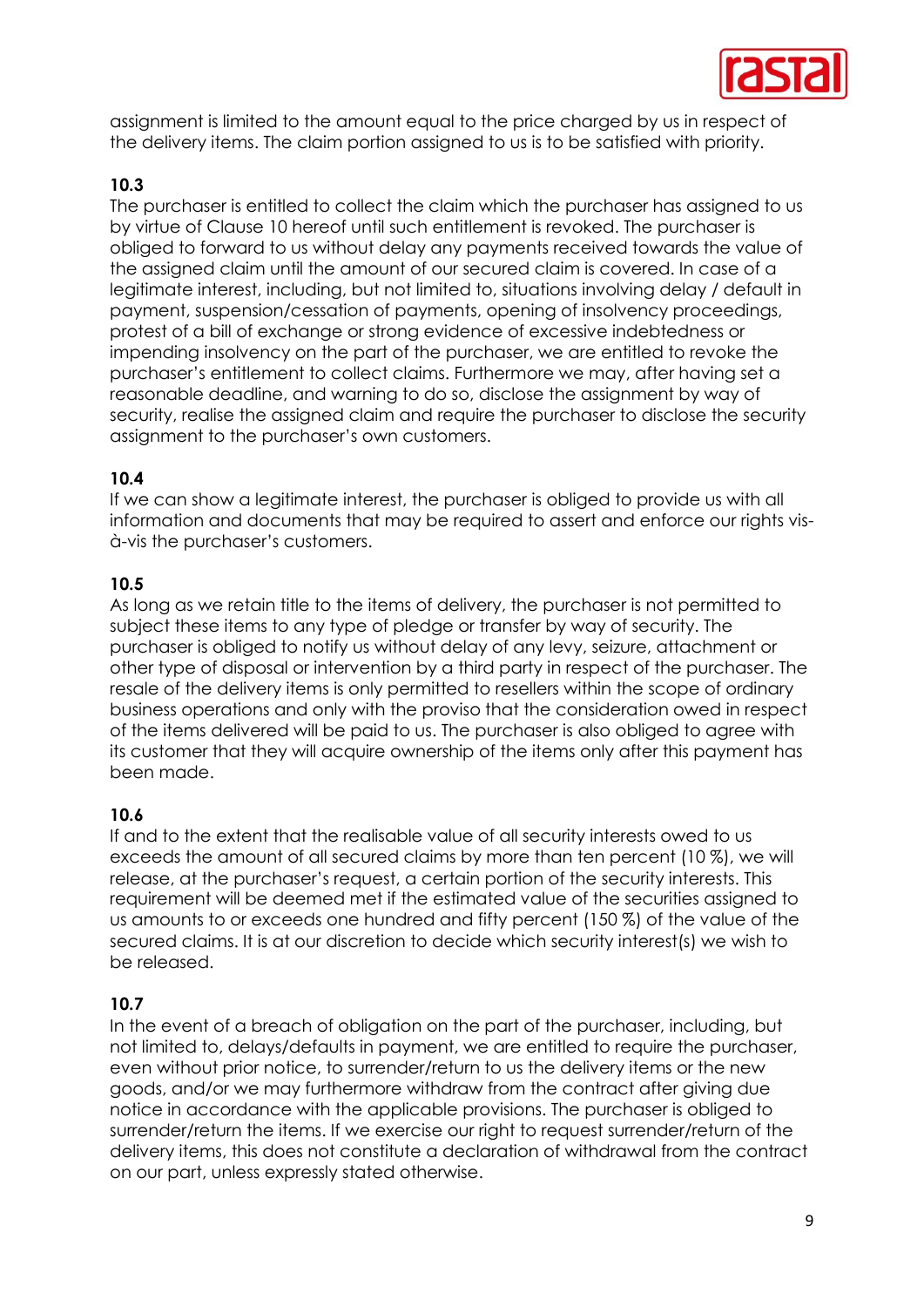assignment is limited to the amount equal to the price charged by us in respect of the delivery items. The claim portion assigned to us is to be satisfied with priority.

**10.3**

The purchaser is entitled to collect the claim which the purchaser has assigned to us by virtue of Clause 10 hereof until such entitlement is revoked. The purchaser is obliged to forward to us without delay any payments received towards the value of the assigned claim until the amount of our secured claim is covered. In case of a legitimate interest, including, but not limited to, situations involving delay / default in payment, suspension/cessation of payments, opening of insolvency proceedings, protest of a bill of exchange or strong evidence of excessive indebtedness or impending insolvency on the part of the purchaser, we are entitled to revoke the purchaser's entitlement to collect claims. Furthermore we may, after having set a reasonable deadline, and warning to do so, disclose the assignment by way of security, realise the assigned claim and require the purchaser to disclose the security assignment to the purchaser's own customers.

**10.4**

If we can show a legitimate interest, the purchaser is obliged to provide us with all information and documents that may be required to assert and enforce our rights vis-à-vis the purchaser's customers.

**10.5**

As long as we retain title to the items of delivery, the purchaser is not permitted to subject these items to any type of pledge or transfer by way of security. The purchaser is obliged to notify us without delay of any levy, seizure, attachment or other type of disposal or intervention by a third party in respect of the purchaser. The resale of the delivery items is only permitted to resellers within the scope of ordinary business operations and only with the proviso that the consideration owed in respect of the items delivered will be paid to us. The purchaser is also obliged to agree with its customer that they will acquire ownership of the items only after this payment has been made.

**10.6**

If and to the extent that the realisable value of all security interests owed to us exceeds the amount of all secured claims by more than ten percent (10 %), we will release, at the purchaser's request, a certain portion of the security interests. This requirement will be deemed met if the estimated value of the securities assigned to us amounts to or exceeds one hundred and fifty percent (150 %) of the value of the secured claims. It is at our discretion to decide which security interest(s) we wish to be released.

**10.7**

In the event of a breach of obligation on the part of the purchaser, including, but not limited to, delays/defaults in payment, we are entitled to require the purchaser, even without prior notice, to surrender/return to us the delivery items or the new goods, and/or we may furthermore withdraw from the contract after giving due notice in accordance with the applicable provisions. The purchaser is obliged to surrender/return the items. If we exercise our right to request surrender/return of the delivery items, this does not constitute a declaration of withdrawal from the contract on our part, unless expressly stated otherwise.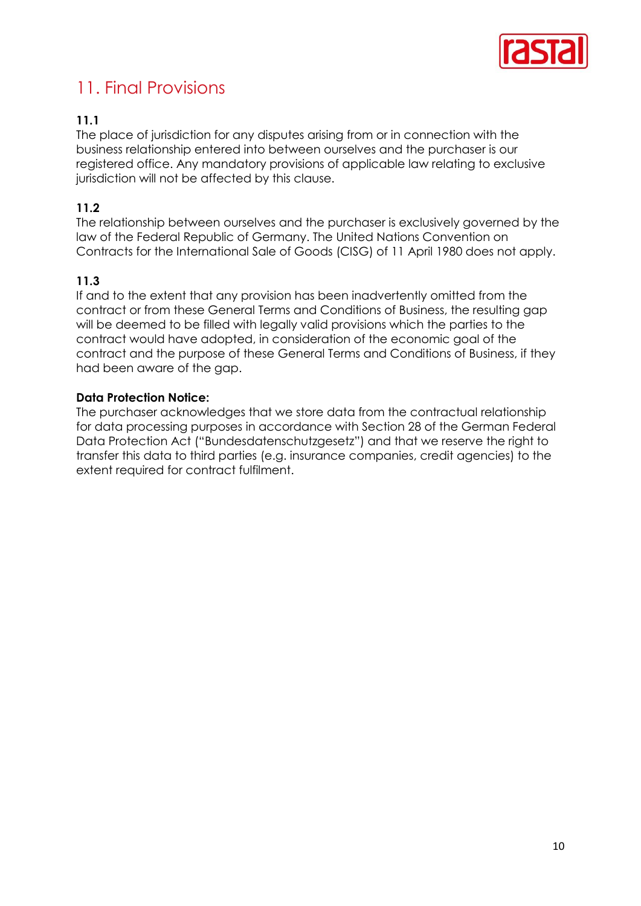# 11. Final Provisions

**11.1**
The place of jurisdiction for any disputes arising from or in connection with the business relationship entered into between ourselves and the purchaser is our registered office. Any mandatory provisions of applicable law relating to exclusive jurisdiction will not be affected by this clause.

**11.2**
The relationship between ourselves and the purchaser is exclusively governed by the law of the Federal Republic of Germany. The United Nations Convention on Contracts for the International Sale of Goods (CISG) of 11 April 1980 does not apply.

**11.3**
If and to the extent that any provision has been inadvertently omitted from the contract or from these General Terms and Conditions of Business, the resulting gap will be deemed to be filled with legally valid provisions which the parties to the contract would have adopted, in consideration of the economic goal of the contract and the purpose of these General Terms and Conditions of Business, if they had been aware of the gap.

**Data Protection Notice:**
The purchaser acknowledges that we store data from the contractual relationship for data processing purposes in accordance with Section 28 of the German Federal Data Protection Act ("Bundesdatenschutzgesetz") and that we reserve the right to transfer this data to third parties (e.g. insurance companies, credit agencies) to the extent required for contract fulfilment.